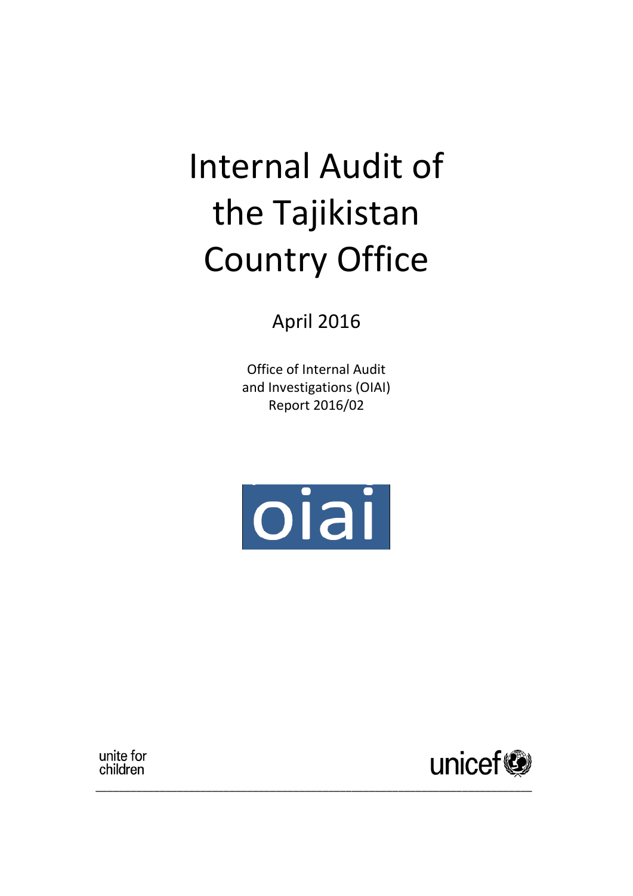# Internal Audit of the Tajikistan Country Office

April 2016

Office of Internal Audit and Investigations (OIAI)
Report 2016/02

oiai

unite for children

unicef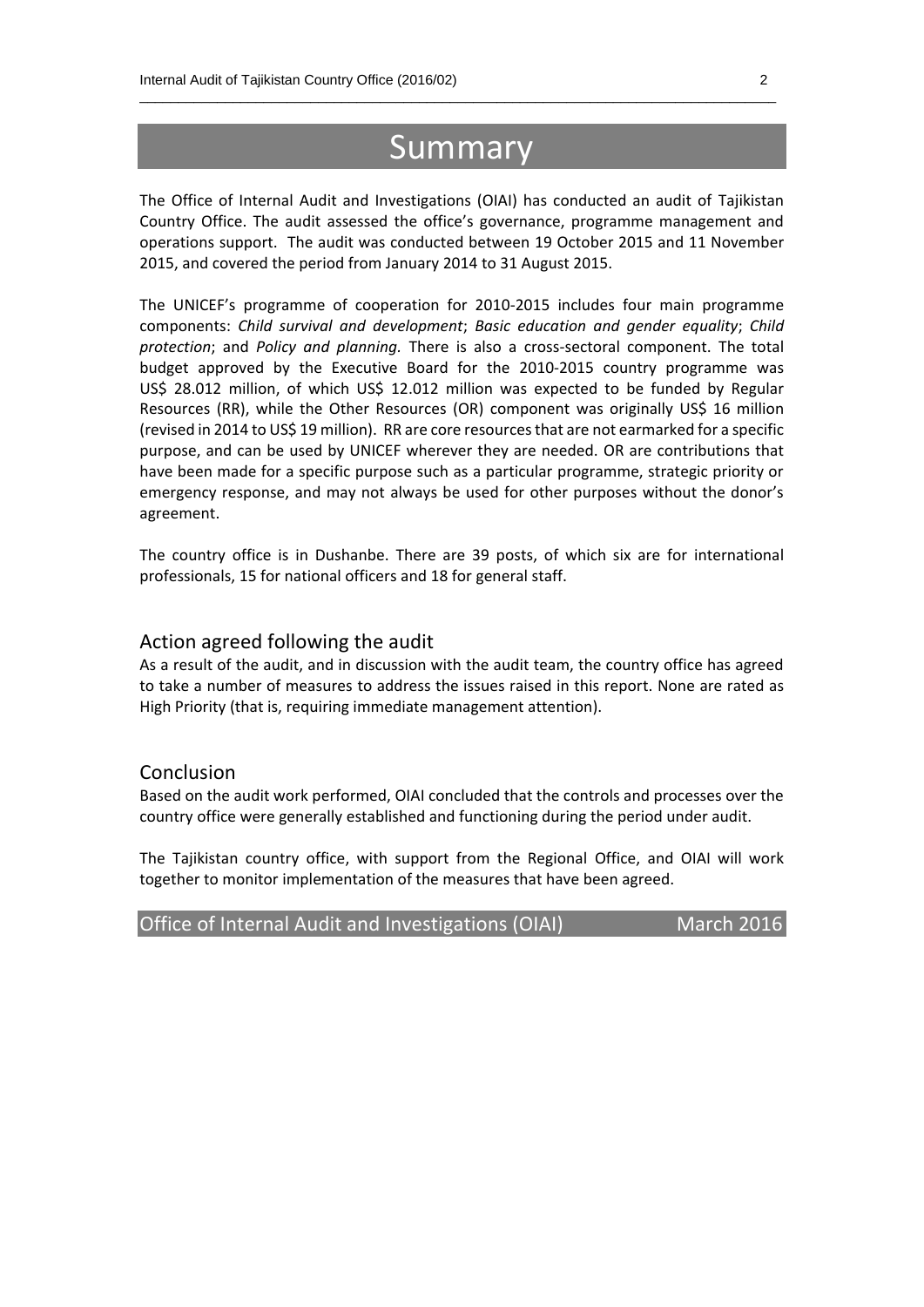# Summary

The Office of Internal Audit and Investigations (OIAI) has conducted an audit of Tajikistan Country Office. The audit assessed the office's governance, programme management and operations support. The audit was conducted between 19 October 2015 and 11 November 2015, and covered the period from January 2014 to 31 August 2015.

The UNICEF's programme of cooperation for 2010-2015 includes four main programme components: *Child survival and development*; *Basic education and gender equality*; *Child protection*; and *Policy and planning*. There is also a cross-sectoral component. The total budget approved by the Executive Board for the 2010-2015 country programme was US$ 28.012 million, of which US$ 12.012 million was expected to be funded by Regular Resources (RR), while the Other Resources (OR) component was originally US$ 16 million (revised in 2014 to US$ 19 million). RR are core resources that are not earmarked for a specific purpose, and can be used by UNICEF wherever they are needed. OR are contributions that have been made for a specific purpose such as a particular programme, strategic priority or emergency response, and may not always be used for other purposes without the donor's agreement.

The country office is in Dushanbe. There are 39 posts, of which six are for international professionals, 15 for national officers and 18 for general staff.

## Action agreed following the audit

As a result of the audit, and in discussion with the audit team, the country office has agreed to take a number of measures to address the issues raised in this report. None are rated as High Priority (that is, requiring immediate management attention).

## Conclusion

Based on the audit work performed, OIAI concluded that the controls and processes over the country office were generally established and functioning during the period under audit.

The Tajikistan country office, with support from the Regional Office, and OIAI will work together to monitor implementation of the measures that have been agreed.

Office of Internal Audit and Investigations (OIAI) March 2016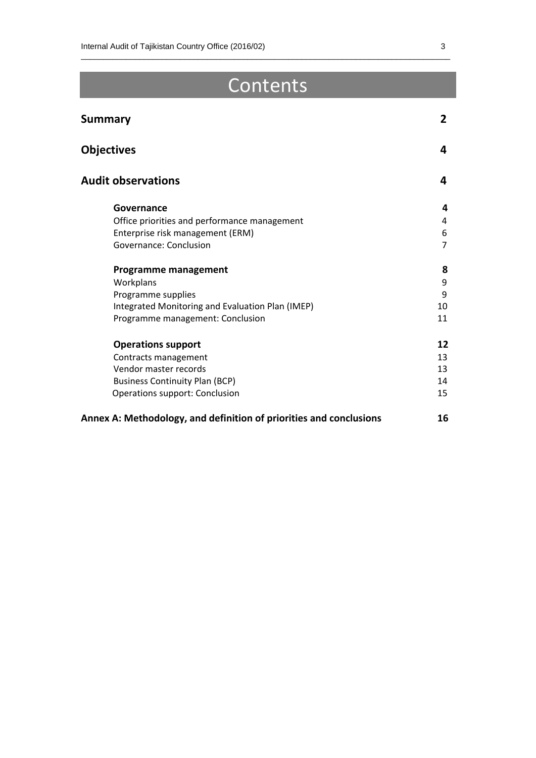# Contents

| | |
|---|---|
| **Summary** | **2** |
| **Objectives** | **4** |
| **Audit observations** | **4** |
| **Governance** | **4** |
| Office priorities and performance management | 4 |
| Enterprise risk management (ERM) | 6 |
| Governance: Conclusion | 7 |
| **Programme management** | **8** |
| Workplans | 9 |
| Programme supplies | 9 |
| Integrated Monitoring and Evaluation Plan (IMEP) | 10 |
| Programme management: Conclusion | 11 |
| **Operations support** | **12** |
| Contracts management | 13 |
| Vendor master records | 13 |
| Business Continuity Plan (BCP) | 14 |
| Operations support: Conclusion | 15 |
| **Annex A: Methodology, and definition of priorities and conclusions** | **16** |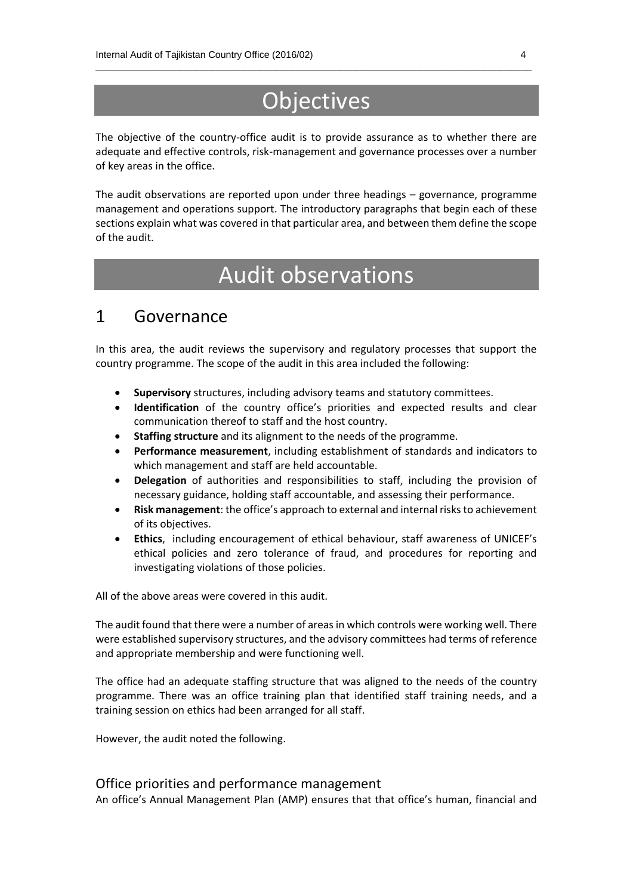# Objectives

The objective of the country-office audit is to provide assurance as to whether there are adequate and effective controls, risk-management and governance processes over a number of key areas in the office.

The audit observations are reported upon under three headings – governance, programme management and operations support. The introductory paragraphs that begin each of these sections explain what was covered in that particular area, and between them define the scope of the audit.

# Audit observations

## 1 Governance

In this area, the audit reviews the supervisory and regulatory processes that support the country programme. The scope of the audit in this area included the following:

- **Supervisory** structures, including advisory teams and statutory committees.
- **Identification** of the country office's priorities and expected results and clear communication thereof to staff and the host country.
- **Staffing structure** and its alignment to the needs of the programme.
- **Performance measurement**, including establishment of standards and indicators to which management and staff are held accountable.
- **Delegation** of authorities and responsibilities to staff, including the provision of necessary guidance, holding staff accountable, and assessing their performance.
- **Risk management**: the office's approach to external and internal risks to achievement of its objectives.
- **Ethics**, including encouragement of ethical behaviour, staff awareness of UNICEF's ethical policies and zero tolerance of fraud, and procedures for reporting and investigating violations of those policies.

All of the above areas were covered in this audit.

The audit found that there were a number of areas in which controls were working well. There were established supervisory structures, and the advisory committees had terms of reference and appropriate membership and were functioning well.

The office had an adequate staffing structure that was aligned to the needs of the country programme. There was an office training plan that identified staff training needs, and a training session on ethics had been arranged for all staff.

However, the audit noted the following.

### Office priorities and performance management

An office's Annual Management Plan (AMP) ensures that that office's human, financial and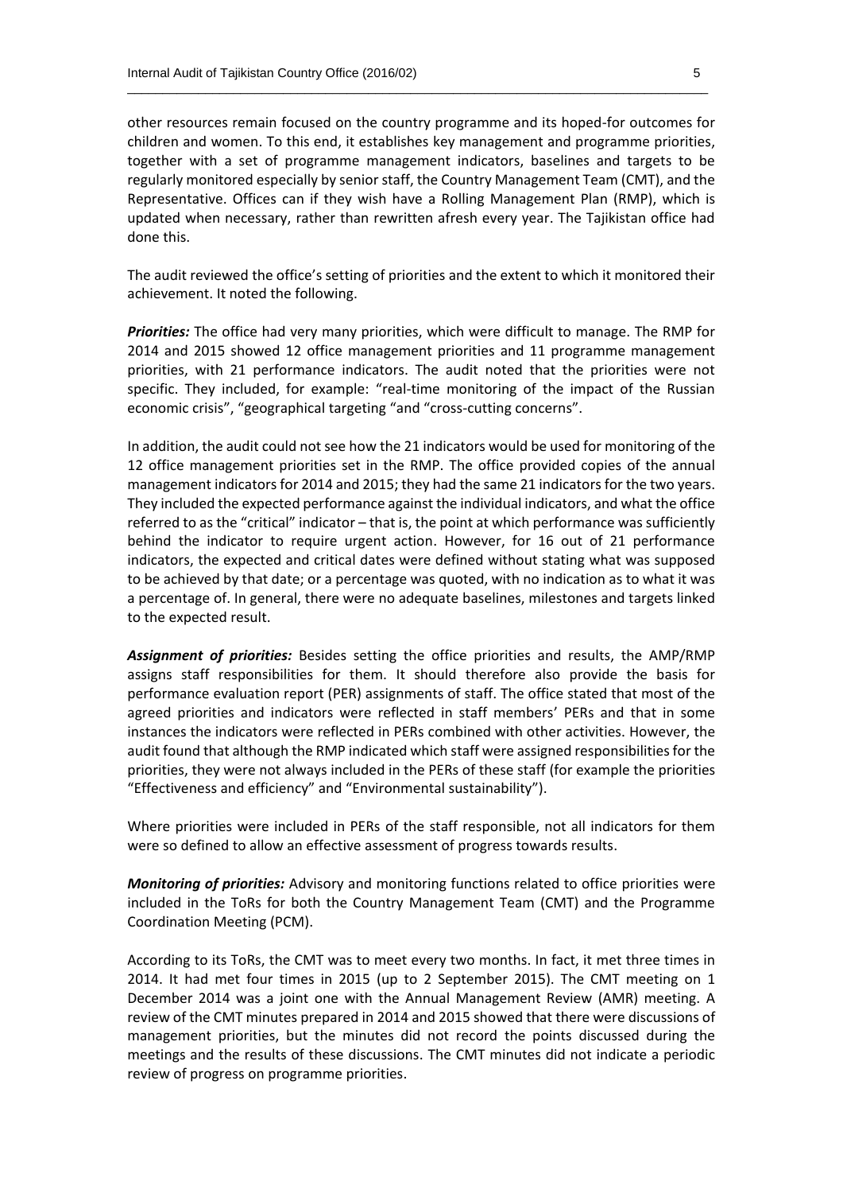other resources remain focused on the country programme and its hoped-for outcomes for children and women. To this end, it establishes key management and programme priorities, together with a set of programme management indicators, baselines and targets to be regularly monitored especially by senior staff, the Country Management Team (CMT), and the Representative. Offices can if they wish have a Rolling Management Plan (RMP), which is updated when necessary, rather than rewritten afresh every year. The Tajikistan office had done this.

The audit reviewed the office's setting of priorities and the extent to which it monitored their achievement. It noted the following.

***Priorities:*** The office had very many priorities, which were difficult to manage. The RMP for 2014 and 2015 showed 12 office management priorities and 11 programme management priorities, with 21 performance indicators. The audit noted that the priorities were not specific. They included, for example: "real-time monitoring of the impact of the Russian economic crisis", "geographical targeting "and "cross-cutting concerns".

In addition, the audit could not see how the 21 indicators would be used for monitoring of the 12 office management priorities set in the RMP. The office provided copies of the annual management indicators for 2014 and 2015; they had the same 21 indicators for the two years. They included the expected performance against the individual indicators, and what the office referred to as the "critical" indicator – that is, the point at which performance was sufficiently behind the indicator to require urgent action. However, for 16 out of 21 performance indicators, the expected and critical dates were defined without stating what was supposed to be achieved by that date; or a percentage was quoted, with no indication as to what it was a percentage of. In general, there were no adequate baselines, milestones and targets linked to the expected result.

***Assignment of priorities:*** Besides setting the office priorities and results, the AMP/RMP assigns staff responsibilities for them. It should therefore also provide the basis for performance evaluation report (PER) assignments of staff. The office stated that most of the agreed priorities and indicators were reflected in staff members' PERs and that in some instances the indicators were reflected in PERs combined with other activities. However, the audit found that although the RMP indicated which staff were assigned responsibilities for the priorities, they were not always included in the PERs of these staff (for example the priorities "Effectiveness and efficiency" and "Environmental sustainability").

Where priorities were included in PERs of the staff responsible, not all indicators for them were so defined to allow an effective assessment of progress towards results.

***Monitoring of priorities:*** Advisory and monitoring functions related to office priorities were included in the ToRs for both the Country Management Team (CMT) and the Programme Coordination Meeting (PCM).

According to its ToRs, the CMT was to meet every two months. In fact, it met three times in 2014. It had met four times in 2015 (up to 2 September 2015). The CMT meeting on 1 December 2014 was a joint one with the Annual Management Review (AMR) meeting. A review of the CMT minutes prepared in 2014 and 2015 showed that there were discussions of management priorities, but the minutes did not record the points discussed during the meetings and the results of these discussions. The CMT minutes did not indicate a periodic review of progress on programme priorities.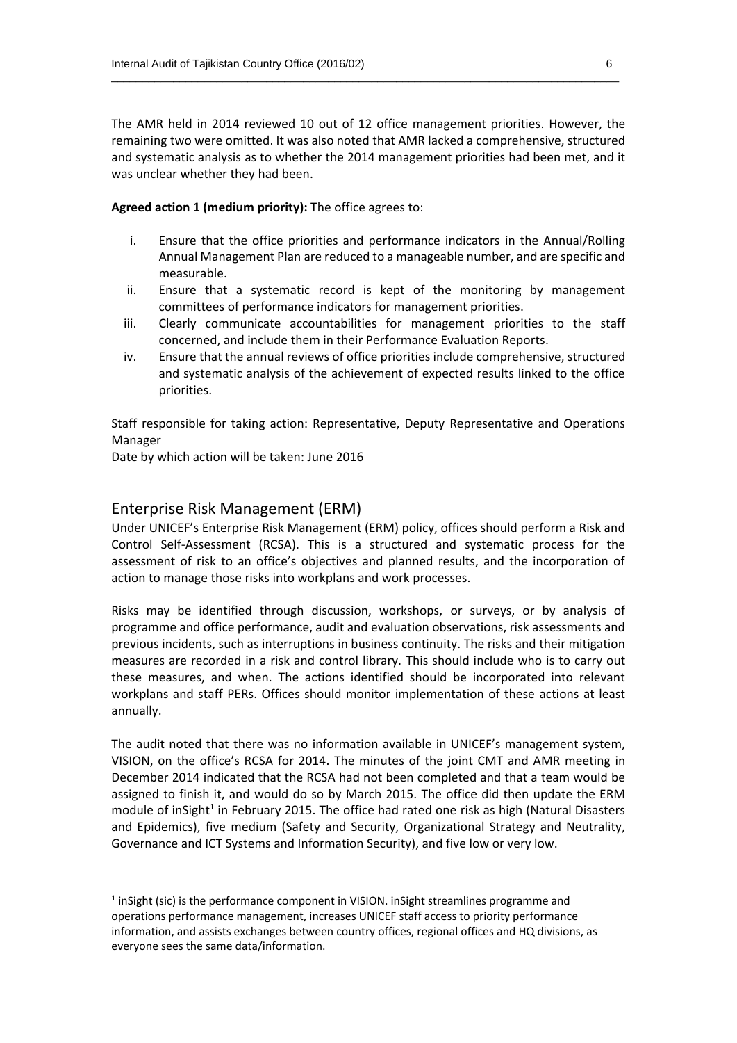The AMR held in 2014 reviewed 10 out of 12 office management priorities. However, the remaining two were omitted. It was also noted that AMR lacked a comprehensive, structured and systematic analysis as to whether the 2014 management priorities had been met, and it was unclear whether they had been.

**Agreed action 1 (medium priority):** The office agrees to:

i. Ensure that the office priorities and performance indicators in the Annual/Rolling Annual Management Plan are reduced to a manageable number, and are specific and measurable.
ii. Ensure that a systematic record is kept of the monitoring by management committees of performance indicators for management priorities.
iii. Clearly communicate accountabilities for management priorities to the staff concerned, and include them in their Performance Evaluation Reports.
iv. Ensure that the annual reviews of office priorities include comprehensive, structured and systematic analysis of the achievement of expected results linked to the office priorities.

Staff responsible for taking action: Representative, Deputy Representative and Operations Manager
Date by which action will be taken: June 2016

## Enterprise Risk Management (ERM)

Under UNICEF's Enterprise Risk Management (ERM) policy, offices should perform a Risk and Control Self-Assessment (RCSA). This is a structured and systematic process for the assessment of risk to an office's objectives and planned results, and the incorporation of action to manage those risks into workplans and work processes.

Risks may be identified through discussion, workshops, or surveys, or by analysis of programme and office performance, audit and evaluation observations, risk assessments and previous incidents, such as interruptions in business continuity. The risks and their mitigation measures are recorded in a risk and control library. This should include who is to carry out these measures, and when. The actions identified should be incorporated into relevant workplans and staff PERs. Offices should monitor implementation of these actions at least annually.

The audit noted that there was no information available in UNICEF's management system, VISION, on the office's RCSA for 2014. The minutes of the joint CMT and AMR meeting in December 2014 indicated that the RCSA had not been completed and that a team would be assigned to finish it, and would do so by March 2015. The office did then update the ERM module of inSight[1] in February 2015. The office had rated one risk as high (Natural Disasters and Epidemics), five medium (Safety and Security, Organizational Strategy and Neutrality, Governance and ICT Systems and Information Security), and five low or very low.

---

[1] inSight (sic) is the performance component in VISION. inSight streamlines programme and operations performance management, increases UNICEF staff access to priority performance information, and assists exchanges between country offices, regional offices and HQ divisions, as everyone sees the same data/information.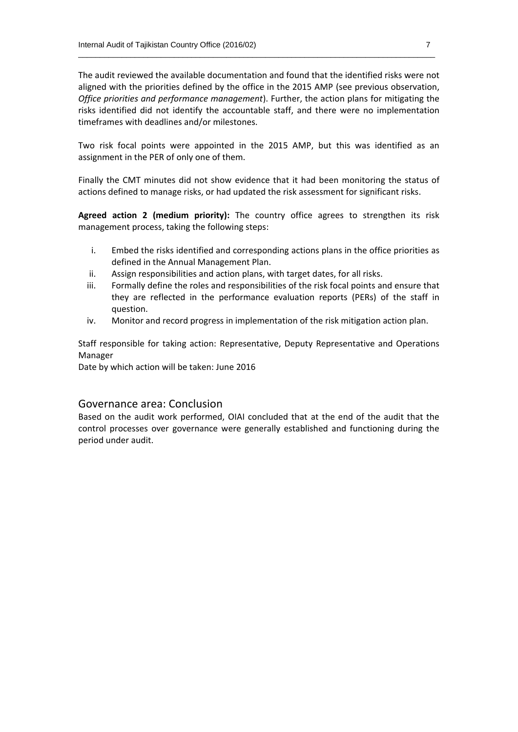The audit reviewed the available documentation and found that the identified risks were not aligned with the priorities defined by the office in the 2015 AMP (see previous observation, *Office priorities and performance management*). Further, the action plans for mitigating the risks identified did not identify the accountable staff, and there were no implementation timeframes with deadlines and/or milestones.

Two risk focal points were appointed in the 2015 AMP, but this was identified as an assignment in the PER of only one of them.

Finally the CMT minutes did not show evidence that it had been monitoring the status of actions defined to manage risks, or had updated the risk assessment for significant risks.

**Agreed action 2 (medium priority):** The country office agrees to strengthen its risk management process, taking the following steps:

i. Embed the risks identified and corresponding actions plans in the office priorities as defined in the Annual Management Plan.
ii. Assign responsibilities and action plans, with target dates, for all risks.
iii. Formally define the roles and responsibilities of the risk focal points and ensure that they are reflected in the performance evaluation reports (PERs) of the staff in question.
iv. Monitor and record progress in implementation of the risk mitigation action plan.

Staff responsible for taking action: Representative, Deputy Representative and Operations Manager
Date by which action will be taken: June 2016

## Governance area: Conclusion

Based on the audit work performed, OIAI concluded that at the end of the audit that the control processes over governance were generally established and functioning during the period under audit.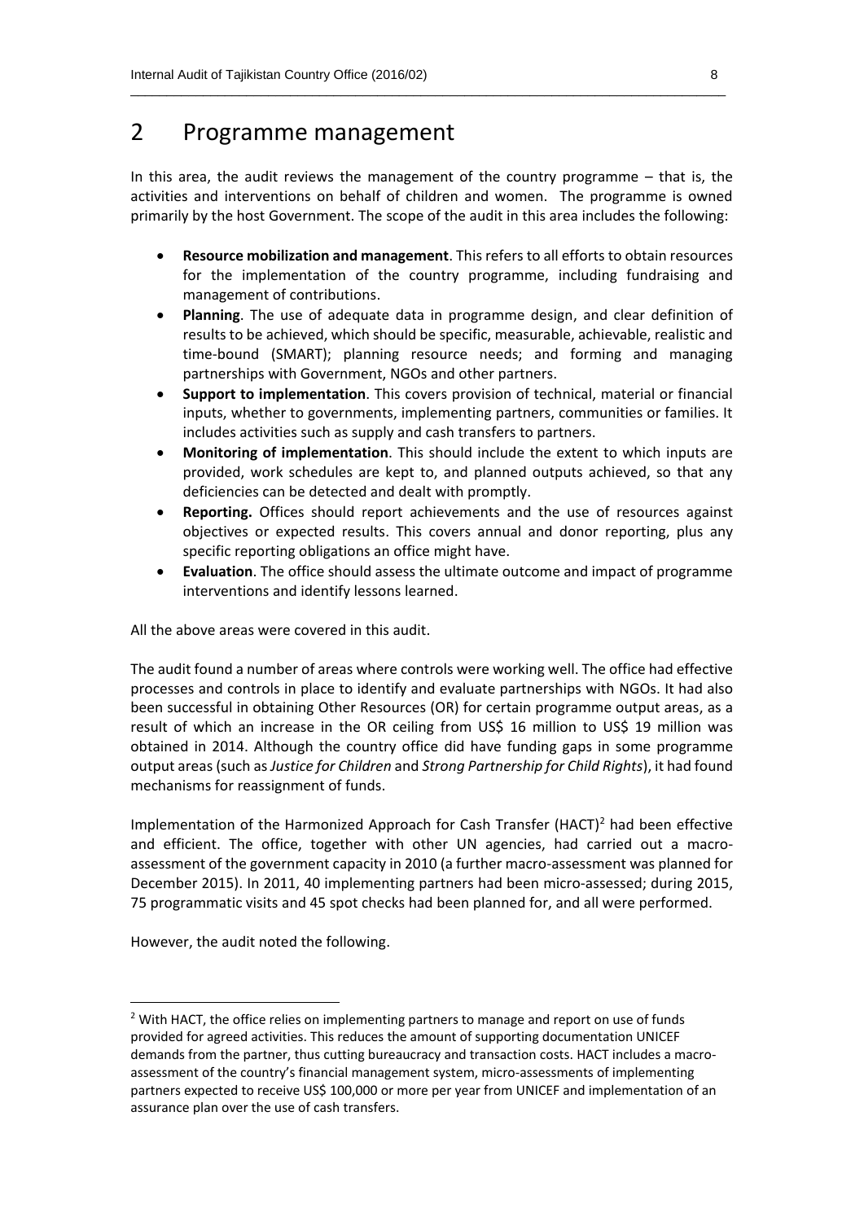# 2 Programme management

In this area, the audit reviews the management of the country programme – that is, the activities and interventions on behalf of children and women. The programme is owned primarily by the host Government. The scope of the audit in this area includes the following:

- **Resource mobilization and management**. This refers to all efforts to obtain resources for the implementation of the country programme, including fundraising and management of contributions.
- **Planning**. The use of adequate data in programme design, and clear definition of results to be achieved, which should be specific, measurable, achievable, realistic and time-bound (SMART); planning resource needs; and forming and managing partnerships with Government, NGOs and other partners.
- **Support to implementation**. This covers provision of technical, material or financial inputs, whether to governments, implementing partners, communities or families. It includes activities such as supply and cash transfers to partners.
- **Monitoring of implementation**. This should include the extent to which inputs are provided, work schedules are kept to, and planned outputs achieved, so that any deficiencies can be detected and dealt with promptly.
- **Reporting.** Offices should report achievements and the use of resources against objectives or expected results. This covers annual and donor reporting, plus any specific reporting obligations an office might have.
- **Evaluation**. The office should assess the ultimate outcome and impact of programme interventions and identify lessons learned.

All the above areas were covered in this audit.

The audit found a number of areas where controls were working well. The office had effective processes and controls in place to identify and evaluate partnerships with NGOs. It had also been successful in obtaining Other Resources (OR) for certain programme output areas, as a result of which an increase in the OR ceiling from US$ 16 million to US$ 19 million was obtained in 2014. Although the country office did have funding gaps in some programme output areas (such as *Justice for Children* and *Strong Partnership for Child Rights*), it had found mechanisms for reassignment of funds.

Implementation of the Harmonized Approach for Cash Transfer (HACT)[2] had been effective and efficient. The office, together with other UN agencies, had carried out a macro-assessment of the government capacity in 2010 (a further macro-assessment was planned for December 2015). In 2011, 40 implementing partners had been micro-assessed; during 2015, 75 programmatic visits and 45 spot checks had been planned for, and all were performed.

However, the audit noted the following.

[2] With HACT, the office relies on implementing partners to manage and report on use of funds provided for agreed activities. This reduces the amount of supporting documentation UNICEF demands from the partner, thus cutting bureaucracy and transaction costs. HACT includes a macro-assessment of the country's financial management system, micro-assessments of implementing partners expected to receive US$ 100,000 or more per year from UNICEF and implementation of an assurance plan over the use of cash transfers.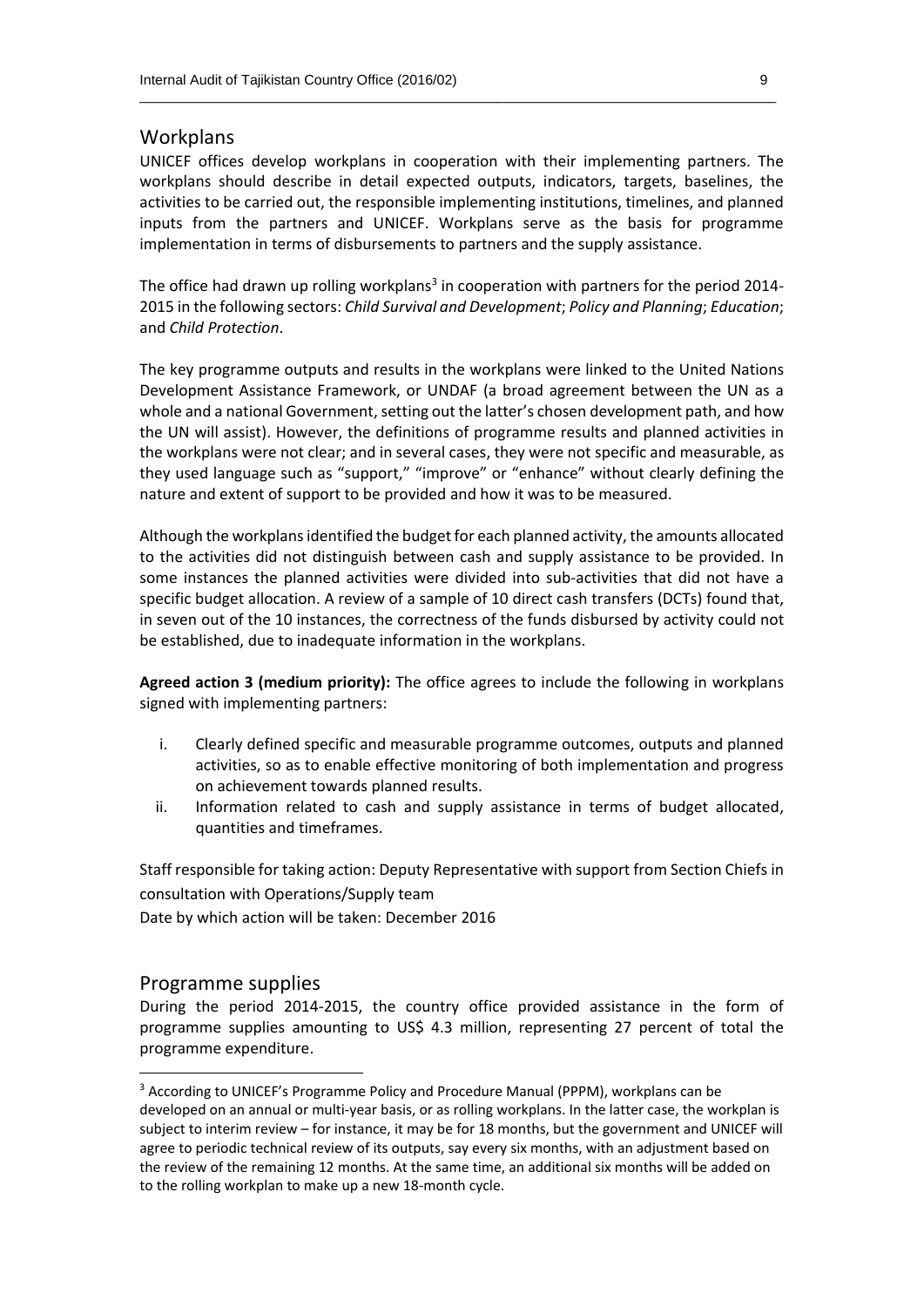## Workplans

UNICEF offices develop workplans in cooperation with their implementing partners. The workplans should describe in detail expected outputs, indicators, targets, baselines, the activities to be carried out, the responsible implementing institutions, timelines, and planned inputs from the partners and UNICEF. Workplans serve as the basis for programme implementation in terms of disbursements to partners and the supply assistance.

The office had drawn up rolling workplans[3] in cooperation with partners for the period 2014-2015 in the following sectors: *Child Survival and Development*; *Policy and Planning*; *Education*; and *Child Protection*.

The key programme outputs and results in the workplans were linked to the United Nations Development Assistance Framework, or UNDAF (a broad agreement between the UN as a whole and a national Government, setting out the latter's chosen development path, and how the UN will assist). However, the definitions of programme results and planned activities in the workplans were not clear; and in several cases, they were not specific and measurable, as they used language such as "support," "improve" or "enhance" without clearly defining the nature and extent of support to be provided and how it was to be measured.

Although the workplans identified the budget for each planned activity, the amounts allocated to the activities did not distinguish between cash and supply assistance to be provided. In some instances the planned activities were divided into sub-activities that did not have a specific budget allocation. A review of a sample of 10 direct cash transfers (DCTs) found that, in seven out of the 10 instances, the correctness of the funds disbursed by activity could not be established, due to inadequate information in the workplans.

**Agreed action 3 (medium priority):** The office agrees to include the following in workplans signed with implementing partners:

i. Clearly defined specific and measurable programme outcomes, outputs and planned activities, so as to enable effective monitoring of both implementation and progress on achievement towards planned results.
ii. Information related to cash and supply assistance in terms of budget allocated, quantities and timeframes.

Staff responsible for taking action: Deputy Representative with support from Section Chiefs in consultation with Operations/Supply team
Date by which action will be taken: December 2016

## Programme supplies

During the period 2014-2015, the country office provided assistance in the form of programme supplies amounting to US$ 4.3 million, representing 27 percent of total the programme expenditure.

[3] According to UNICEF's Programme Policy and Procedure Manual (PPPM), workplans can be developed on an annual or multi-year basis, or as rolling workplans. In the latter case, the workplan is subject to interim review – for instance, it may be for 18 months, but the government and UNICEF will agree to periodic technical review of its outputs, say every six months, with an adjustment based on the review of the remaining 12 months. At the same time, an additional six months will be added on to the rolling workplan to make up a new 18-month cycle.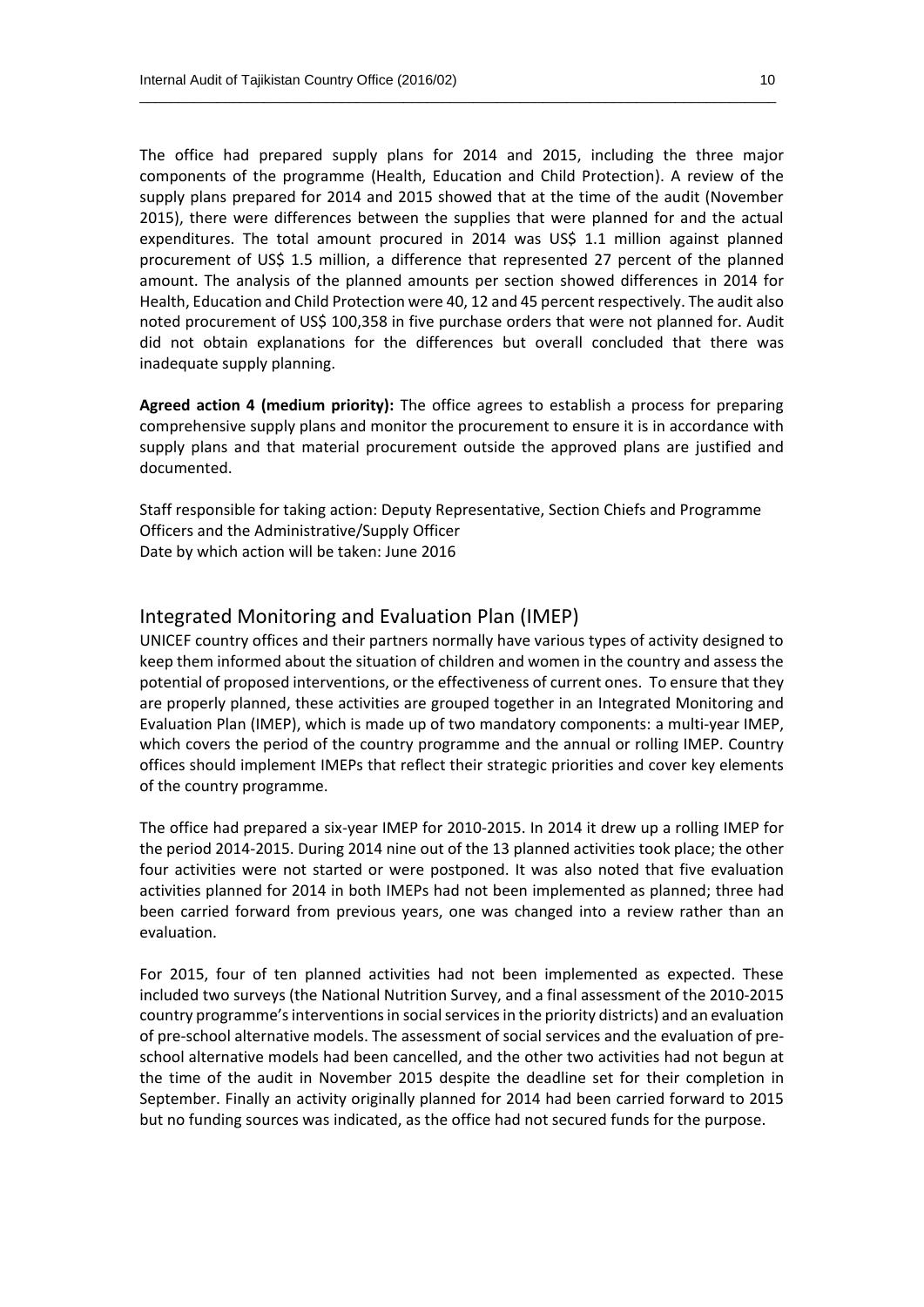The office had prepared supply plans for 2014 and 2015, including the three major components of the programme (Health, Education and Child Protection). A review of the supply plans prepared for 2014 and 2015 showed that at the time of the audit (November 2015), there were differences between the supplies that were planned for and the actual expenditures. The total amount procured in 2014 was US$ 1.1 million against planned procurement of US$ 1.5 million, a difference that represented 27 percent of the planned amount. The analysis of the planned amounts per section showed differences in 2014 for Health, Education and Child Protection were 40, 12 and 45 percent respectively. The audit also noted procurement of US$ 100,358 in five purchase orders that were not planned for. Audit did not obtain explanations for the differences but overall concluded that there was inadequate supply planning.

**Agreed action 4 (medium priority):** The office agrees to establish a process for preparing comprehensive supply plans and monitor the procurement to ensure it is in accordance with supply plans and that material procurement outside the approved plans are justified and documented.

Staff responsible for taking action: Deputy Representative, Section Chiefs and Programme Officers and the Administrative/Supply Officer
Date by which action will be taken: June 2016

## Integrated Monitoring and Evaluation Plan (IMEP)

UNICEF country offices and their partners normally have various types of activity designed to keep them informed about the situation of children and women in the country and assess the potential of proposed interventions, or the effectiveness of current ones. To ensure that they are properly planned, these activities are grouped together in an Integrated Monitoring and Evaluation Plan (IMEP), which is made up of two mandatory components: a multi-year IMEP, which covers the period of the country programme and the annual or rolling IMEP. Country offices should implement IMEPs that reflect their strategic priorities and cover key elements of the country programme.

The office had prepared a six-year IMEP for 2010-2015. In 2014 it drew up a rolling IMEP for the period 2014-2015. During 2014 nine out of the 13 planned activities took place; the other four activities were not started or were postponed. It was also noted that five evaluation activities planned for 2014 in both IMEPs had not been implemented as planned; three had been carried forward from previous years, one was changed into a review rather than an evaluation.

For 2015, four of ten planned activities had not been implemented as expected. These included two surveys (the National Nutrition Survey, and a final assessment of the 2010-2015 country programme's interventions in social services in the priority districts) and an evaluation of pre-school alternative models. The assessment of social services and the evaluation of pre-school alternative models had been cancelled, and the other two activities had not begun at the time of the audit in November 2015 despite the deadline set for their completion in September. Finally an activity originally planned for 2014 had been carried forward to 2015 but no funding sources was indicated, as the office had not secured funds for the purpose.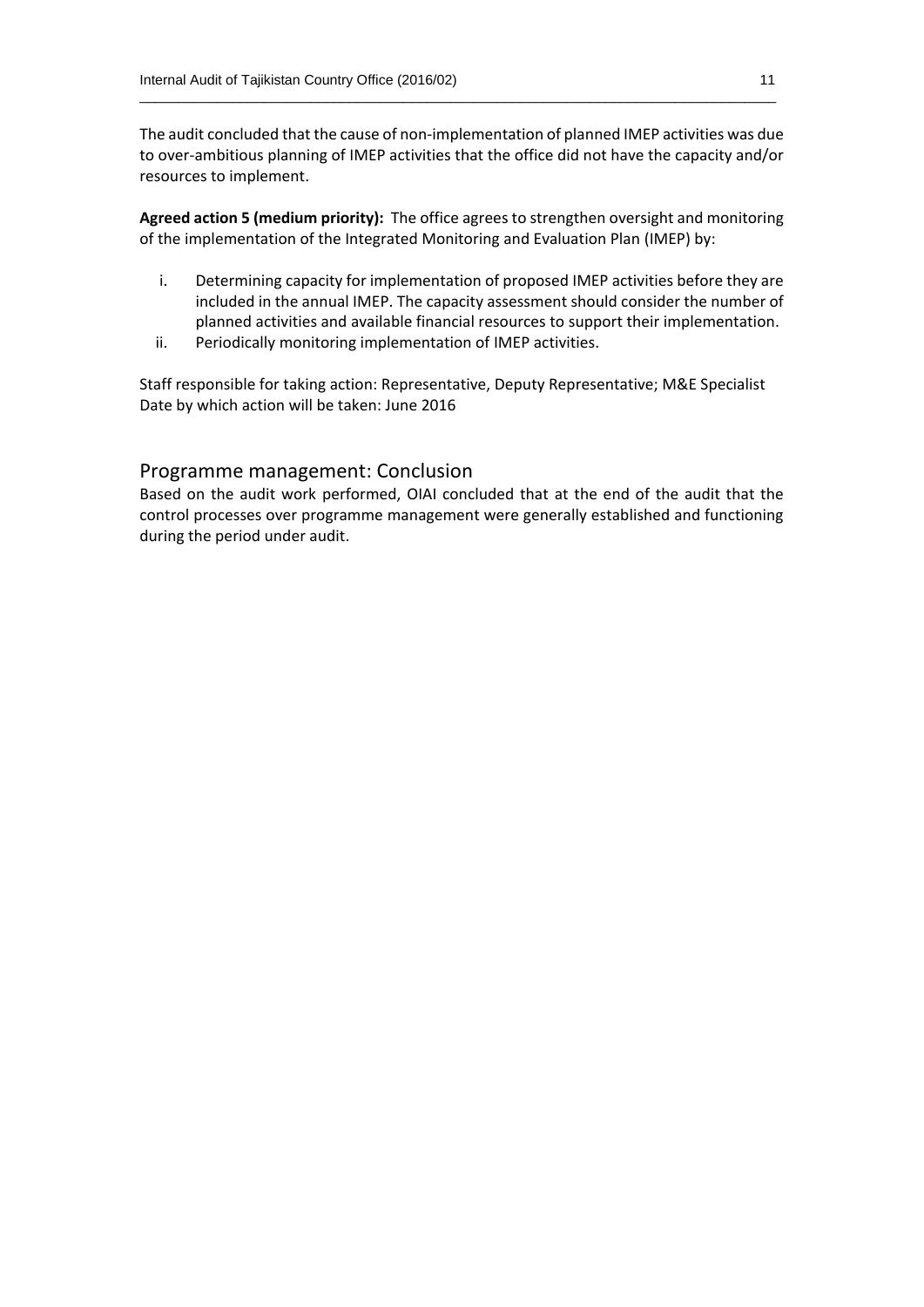The audit concluded that the cause of non-implementation of planned IMEP activities was due to over-ambitious planning of IMEP activities that the office did not have the capacity and/or resources to implement.

**Agreed action 5 (medium priority):** The office agrees to strengthen oversight and monitoring of the implementation of the Integrated Monitoring and Evaluation Plan (IMEP) by:

i. Determining capacity for implementation of proposed IMEP activities before they are included in the annual IMEP. The capacity assessment should consider the number of planned activities and available financial resources to support their implementation.
ii. Periodically monitoring implementation of IMEP activities.

Staff responsible for taking action: Representative, Deputy Representative; M&E Specialist
Date by which action will be taken: June 2016

## Programme management: Conclusion

Based on the audit work performed, OIAI concluded that at the end of the audit that the control processes over programme management were generally established and functioning during the period under audit.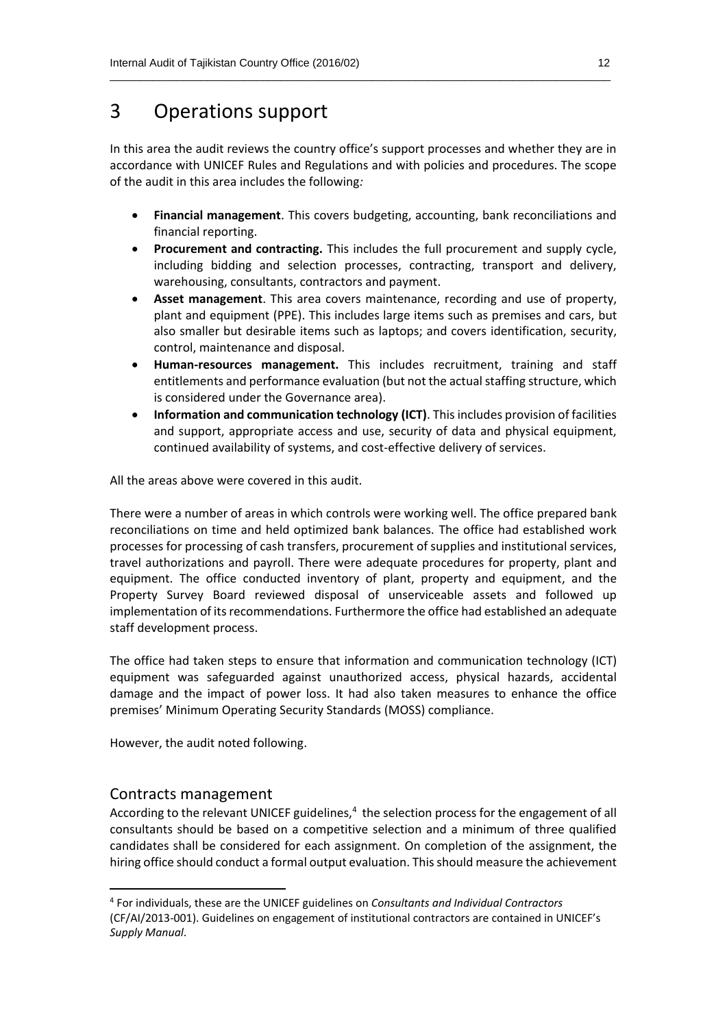# 3 Operations support

In this area the audit reviews the country office's support processes and whether they are in accordance with UNICEF Rules and Regulations and with policies and procedures. The scope of the audit in this area includes the following*:*

- **Financial management**. This covers budgeting, accounting, bank reconciliations and financial reporting.
- **Procurement and contracting.** This includes the full procurement and supply cycle, including bidding and selection processes, contracting, transport and delivery, warehousing, consultants, contractors and payment.
- **Asset management**. This area covers maintenance, recording and use of property, plant and equipment (PPE). This includes large items such as premises and cars, but also smaller but desirable items such as laptops; and covers identification, security, control, maintenance and disposal.
- **Human-resources management.** This includes recruitment, training and staff entitlements and performance evaluation (but not the actual staffing structure, which is considered under the Governance area).
- **Information and communication technology (ICT)**. This includes provision of facilities and support, appropriate access and use, security of data and physical equipment, continued availability of systems, and cost-effective delivery of services.

All the areas above were covered in this audit.

There were a number of areas in which controls were working well. The office prepared bank reconciliations on time and held optimized bank balances. The office had established work processes for processing of cash transfers, procurement of supplies and institutional services, travel authorizations and payroll. There were adequate procedures for property, plant and equipment. The office conducted inventory of plant, property and equipment, and the Property Survey Board reviewed disposal of unserviceable assets and followed up implementation of its recommendations. Furthermore the office had established an adequate staff development process.

The office had taken steps to ensure that information and communication technology (ICT) equipment was safeguarded against unauthorized access, physical hazards, accidental damage and the impact of power loss. It had also taken measures to enhance the office premises' Minimum Operating Security Standards (MOSS) compliance.

However, the audit noted following.

## Contracts management

According to the relevant UNICEF guidelines,[4] the selection process for the engagement of all consultants should be based on a competitive selection and a minimum of three qualified candidates shall be considered for each assignment. On completion of the assignment, the hiring office should conduct a formal output evaluation. This should measure the achievement

---

[4] For individuals, these are the UNICEF guidelines on *Consultants and Individual Contractors* (CF/AI/2013-001). Guidelines on engagement of institutional contractors are contained in UNICEF's *Supply Manual*.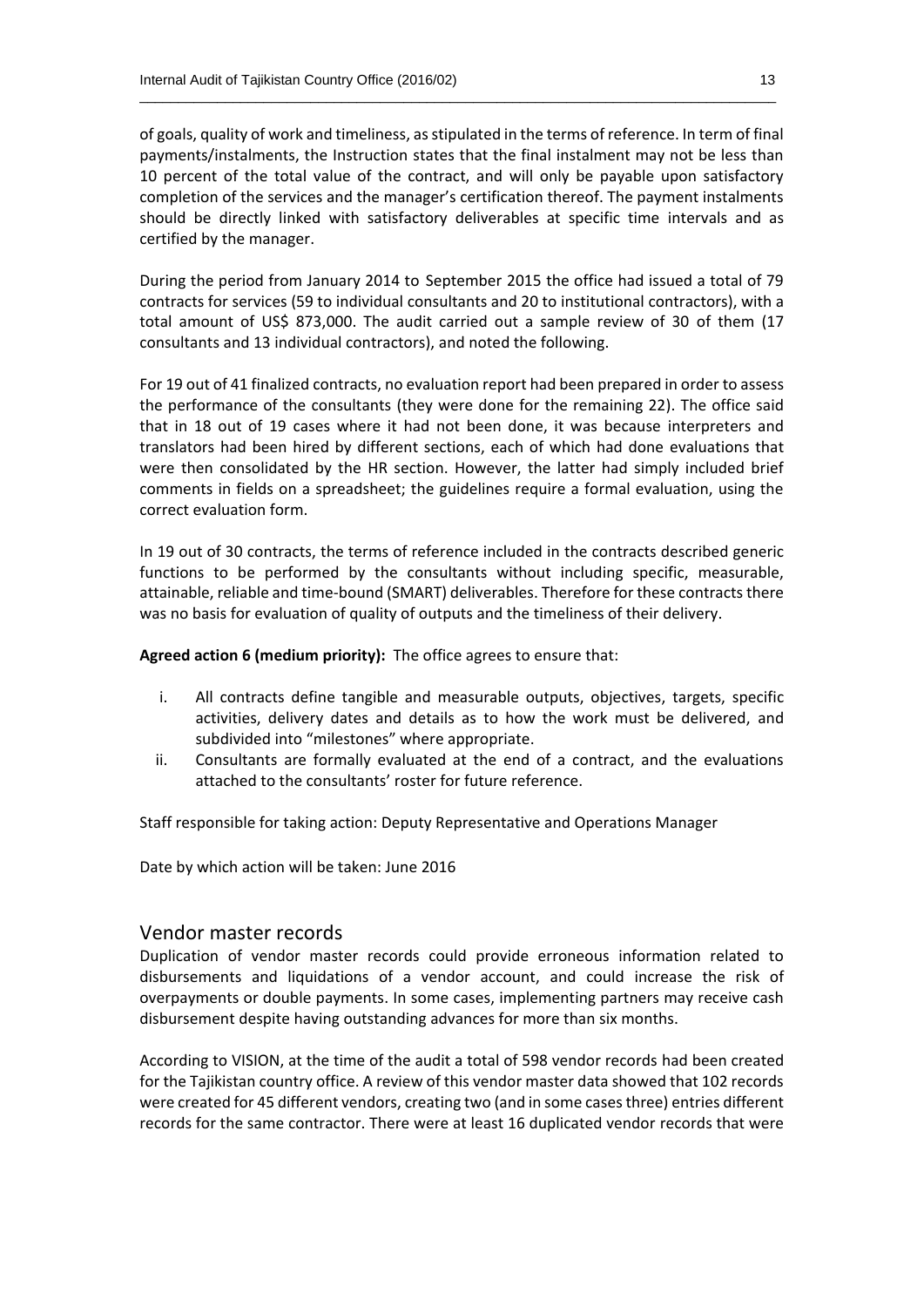of goals, quality of work and timeliness, as stipulated in the terms of reference. In term of final payments/instalments, the Instruction states that the final instalment may not be less than 10 percent of the total value of the contract, and will only be payable upon satisfactory completion of the services and the manager's certification thereof. The payment instalments should be directly linked with satisfactory deliverables at specific time intervals and as certified by the manager.

During the period from January 2014 to September 2015 the office had issued a total of 79 contracts for services (59 to individual consultants and 20 to institutional contractors), with a total amount of US$ 873,000. The audit carried out a sample review of 30 of them (17 consultants and 13 individual contractors), and noted the following.

For 19 out of 41 finalized contracts, no evaluation report had been prepared in order to assess the performance of the consultants (they were done for the remaining 22). The office said that in 18 out of 19 cases where it had not been done, it was because interpreters and translators had been hired by different sections, each of which had done evaluations that were then consolidated by the HR section. However, the latter had simply included brief comments in fields on a spreadsheet; the guidelines require a formal evaluation, using the correct evaluation form.

In 19 out of 30 contracts, the terms of reference included in the contracts described generic functions to be performed by the consultants without including specific, measurable, attainable, reliable and time-bound (SMART) deliverables. Therefore for these contracts there was no basis for evaluation of quality of outputs and the timeliness of their delivery.

**Agreed action 6 (medium priority):** The office agrees to ensure that:

i. All contracts define tangible and measurable outputs, objectives, targets, specific activities, delivery dates and details as to how the work must be delivered, and subdivided into "milestones" where appropriate.
ii. Consultants are formally evaluated at the end of a contract, and the evaluations attached to the consultants' roster for future reference.

Staff responsible for taking action: Deputy Representative and Operations Manager

Date by which action will be taken: June 2016

## Vendor master records

Duplication of vendor master records could provide erroneous information related to disbursements and liquidations of a vendor account, and could increase the risk of overpayments or double payments. In some cases, implementing partners may receive cash disbursement despite having outstanding advances for more than six months.

According to VISION, at the time of the audit a total of 598 vendor records had been created for the Tajikistan country office. A review of this vendor master data showed that 102 records were created for 45 different vendors, creating two (and in some cases three) entries different records for the same contractor. There were at least 16 duplicated vendor records that were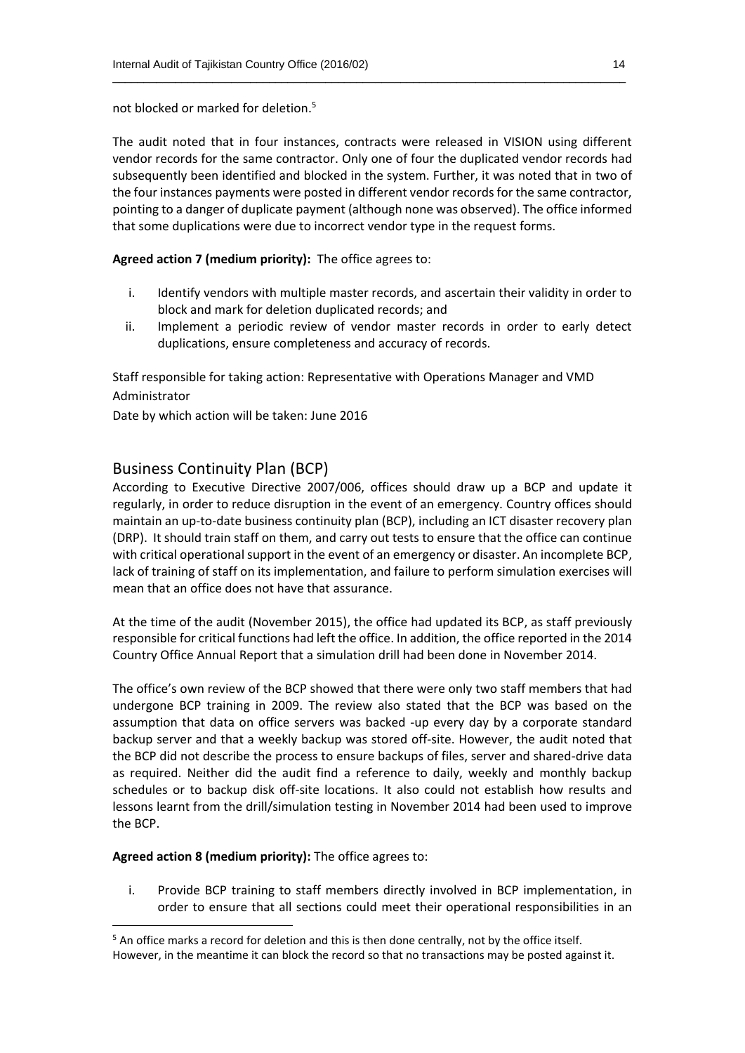not blocked or marked for deletion.[5]

The audit noted that in four instances, contracts were released in VISION using different vendor records for the same contractor. Only one of four the duplicated vendor records had subsequently been identified and blocked in the system. Further, it was noted that in two of the four instances payments were posted in different vendor records for the same contractor, pointing to a danger of duplicate payment (although none was observed). The office informed that some duplications were due to incorrect vendor type in the request forms.

**Agreed action 7 (medium priority):** The office agrees to:

i. Identify vendors with multiple master records, and ascertain their validity in order to block and mark for deletion duplicated records; and
ii. Implement a periodic review of vendor master records in order to early detect duplications, ensure completeness and accuracy of records.

Staff responsible for taking action: Representative with Operations Manager and VMD Administrator

Date by which action will be taken: June 2016

## Business Continuity Plan (BCP)

According to Executive Directive 2007/006, offices should draw up a BCP and update it regularly, in order to reduce disruption in the event of an emergency. Country offices should maintain an up-to-date business continuity plan (BCP), including an ICT disaster recovery plan (DRP). It should train staff on them, and carry out tests to ensure that the office can continue with critical operational support in the event of an emergency or disaster. An incomplete BCP, lack of training of staff on its implementation, and failure to perform simulation exercises will mean that an office does not have that assurance.

At the time of the audit (November 2015), the office had updated its BCP, as staff previously responsible for critical functions had left the office. In addition, the office reported in the 2014 Country Office Annual Report that a simulation drill had been done in November 2014.

The office's own review of the BCP showed that there were only two staff members that had undergone BCP training in 2009. The review also stated that the BCP was based on the assumption that data on office servers was backed -up every day by a corporate standard backup server and that a weekly backup was stored off-site. However, the audit noted that the BCP did not describe the process to ensure backups of files, server and shared-drive data as required. Neither did the audit find a reference to daily, weekly and monthly backup schedules or to backup disk off-site locations. It also could not establish how results and lessons learnt from the drill/simulation testing in November 2014 had been used to improve the BCP.

**Agreed action 8 (medium priority):** The office agrees to:

i. Provide BCP training to staff members directly involved in BCP implementation, in order to ensure that all sections could meet their operational responsibilities in an

[5] An office marks a record for deletion and this is then done centrally, not by the office itself. However, in the meantime it can block the record so that no transactions may be posted against it.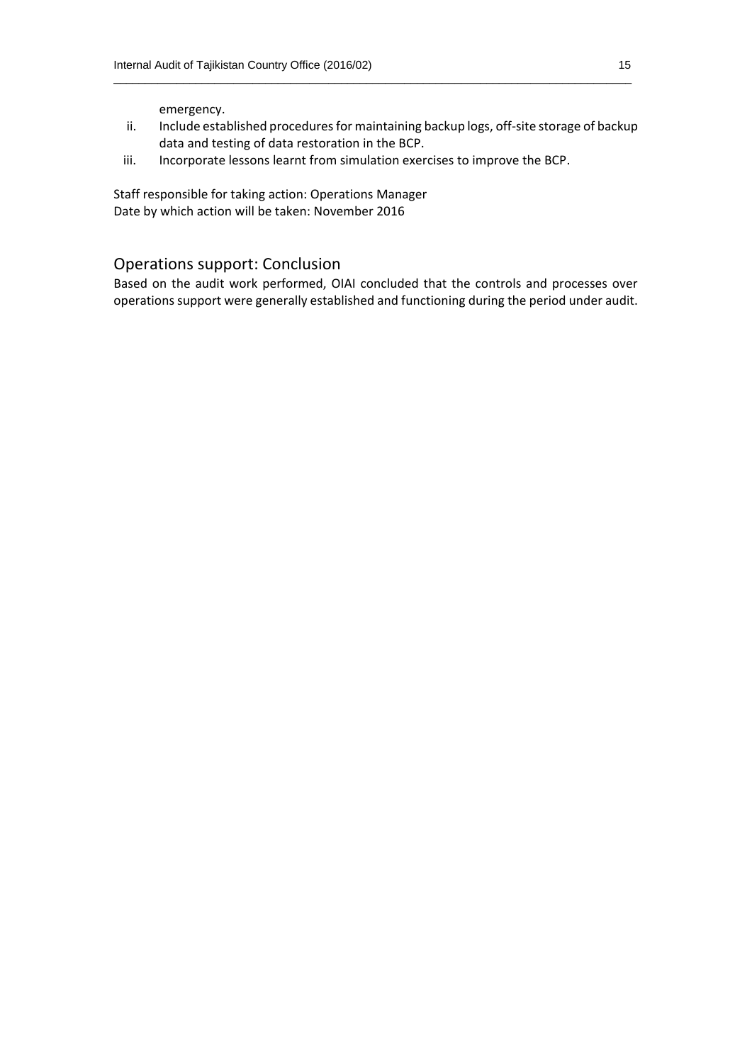emergency.

ii. Include established procedures for maintaining backup logs, off-site storage of backup data and testing of data restoration in the BCP.
iii. Incorporate lessons learnt from simulation exercises to improve the BCP.

Staff responsible for taking action: Operations Manager
Date by which action will be taken: November 2016

## Operations support: Conclusion

Based on the audit work performed, OIAI concluded that the controls and processes over operations support were generally established and functioning during the period under audit.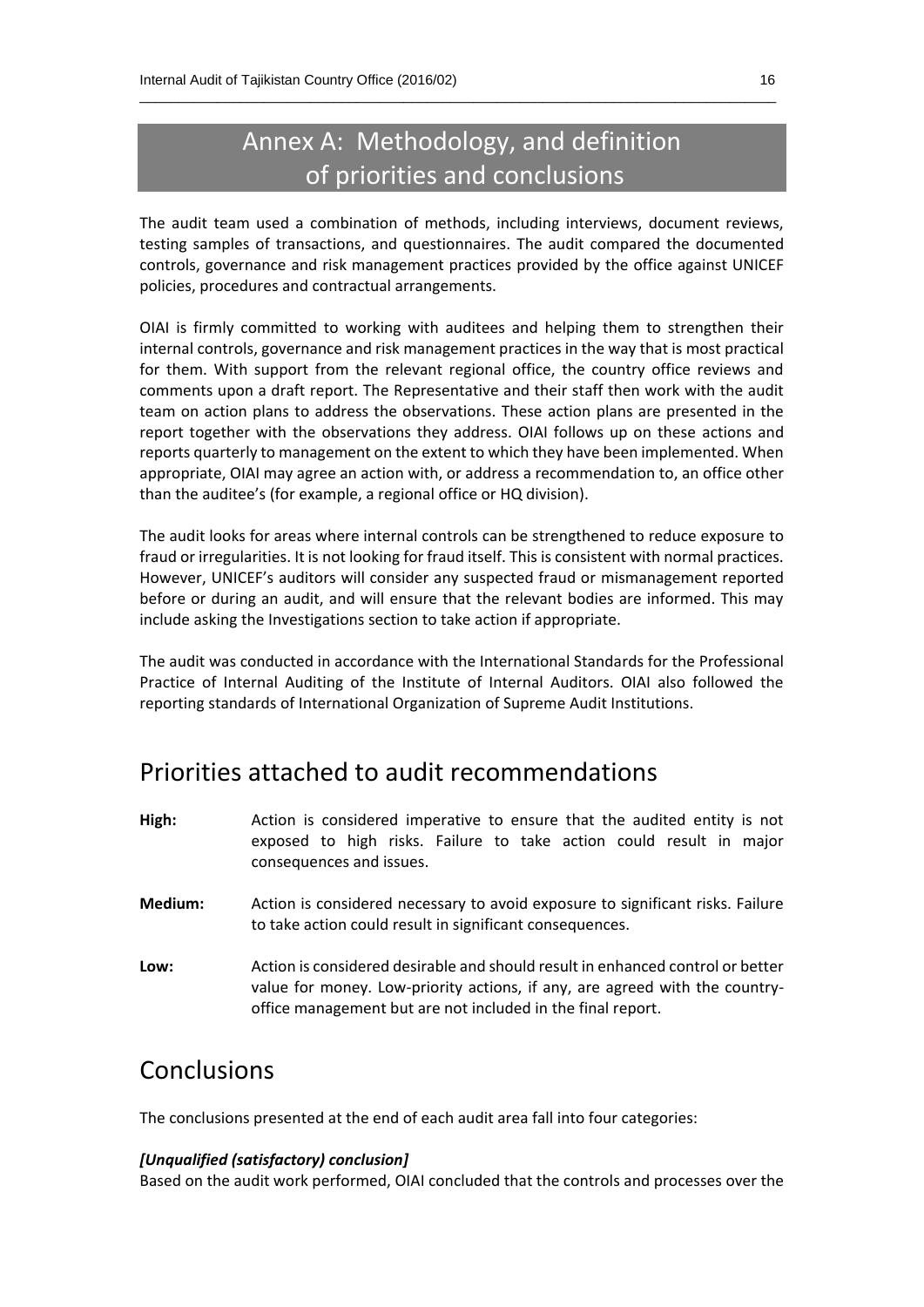# Annex A: Methodology, and definition of priorities and conclusions

The audit team used a combination of methods, including interviews, document reviews, testing samples of transactions, and questionnaires. The audit compared the documented controls, governance and risk management practices provided by the office against UNICEF policies, procedures and contractual arrangements.

OIAI is firmly committed to working with auditees and helping them to strengthen their internal controls, governance and risk management practices in the way that is most practical for them. With support from the relevant regional office, the country office reviews and comments upon a draft report. The Representative and their staff then work with the audit team on action plans to address the observations. These action plans are presented in the report together with the observations they address. OIAI follows up on these actions and reports quarterly to management on the extent to which they have been implemented. When appropriate, OIAI may agree an action with, or address a recommendation to, an office other than the auditee's (for example, a regional office or HQ division).

The audit looks for areas where internal controls can be strengthened to reduce exposure to fraud or irregularities. It is not looking for fraud itself. This is consistent with normal practices. However, UNICEF's auditors will consider any suspected fraud or mismanagement reported before or during an audit, and will ensure that the relevant bodies are informed. This may include asking the Investigations section to take action if appropriate.

The audit was conducted in accordance with the International Standards for the Professional Practice of Internal Auditing of the Institute of Internal Auditors. OIAI also followed the reporting standards of International Organization of Supreme Audit Institutions.

## Priorities attached to audit recommendations

**High:** Action is considered imperative to ensure that the audited entity is not exposed to high risks. Failure to take action could result in major consequences and issues.

**Medium:** Action is considered necessary to avoid exposure to significant risks. Failure to take action could result in significant consequences.

**Low:** Action is considered desirable and should result in enhanced control or better value for money. Low-priority actions, if any, are agreed with the country-office management but are not included in the final report.

## Conclusions

The conclusions presented at the end of each audit area fall into four categories:

***[Unqualified (satisfactory) conclusion]***

Based on the audit work performed, OIAI concluded that the controls and processes over the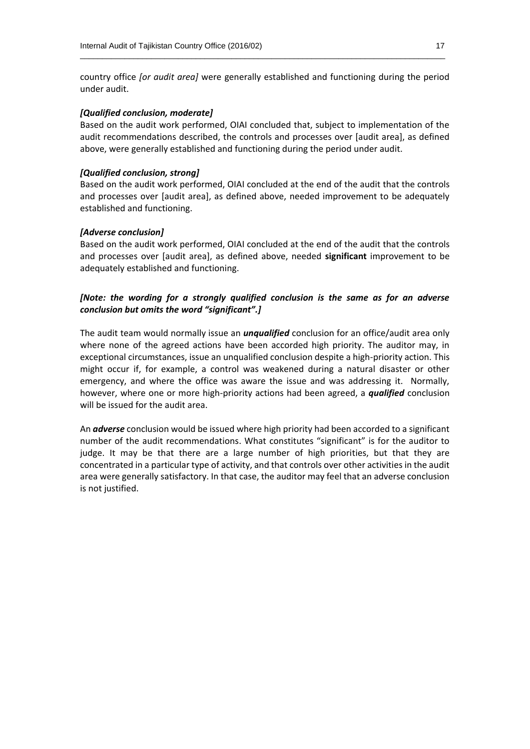country office *[or audit area]* were generally established and functioning during the period under audit.

***[Qualified conclusion, moderate]***

Based on the audit work performed, OIAI concluded that, subject to implementation of the audit recommendations described, the controls and processes over [audit area], as defined above, were generally established and functioning during the period under audit.

***[Qualified conclusion, strong]***

Based on the audit work performed, OIAI concluded at the end of the audit that the controls and processes over [audit area], as defined above, needed improvement to be adequately established and functioning.

***[Adverse conclusion]***

Based on the audit work performed, OIAI concluded at the end of the audit that the controls and processes over [audit area], as defined above, needed **significant** improvement to be adequately established and functioning.

***[Note: the wording for a strongly qualified conclusion is the same as for an adverse conclusion but omits the word "significant".]***

The audit team would normally issue an ***unqualified*** conclusion for an office/audit area only where none of the agreed actions have been accorded high priority. The auditor may, in exceptional circumstances, issue an unqualified conclusion despite a high-priority action. This might occur if, for example, a control was weakened during a natural disaster or other emergency, and where the office was aware the issue and was addressing it. Normally, however, where one or more high-priority actions had been agreed, a ***qualified*** conclusion will be issued for the audit area.

An ***adverse*** conclusion would be issued where high priority had been accorded to a significant number of the audit recommendations. What constitutes "significant" is for the auditor to judge. It may be that there are a large number of high priorities, but that they are concentrated in a particular type of activity, and that controls over other activities in the audit area were generally satisfactory. In that case, the auditor may feel that an adverse conclusion is not justified.